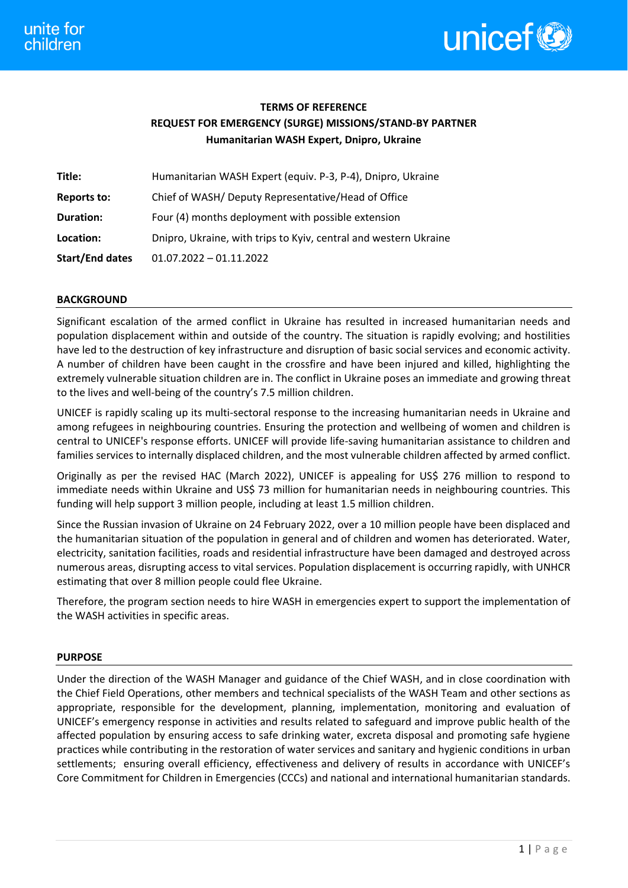**TERMS OF REFERENCE**

**REQUEST FOR EMERGENCY (SURGE) MISSIONS/STAND-BY PARTNER**

**Humanitarian WASH Expert, Dnipro, Ukraine**

| | |
|---|---|
| **Title:** | Humanitarian WASH Expert (equiv. P-3, P-4), Dnipro, Ukraine |
| **Reports to:** | Chief of WASH/ Deputy Representative/Head of Office |
| **Duration:** | Four (4) months deployment with possible extension |
| **Location:** | Dnipro, Ukraine, with trips to Kyiv, central and western Ukraine |
| **Start/End dates** | 01.07.2022 – 01.11.2022 |

## BACKGROUND

Significant escalation of the armed conflict in Ukraine has resulted in increased humanitarian needs and population displacement within and outside of the country. The situation is rapidly evolving; and hostilities have led to the destruction of key infrastructure and disruption of basic social services and economic activity. A number of children have been caught in the crossfire and have been injured and killed, highlighting the extremely vulnerable situation children are in. The conflict in Ukraine poses an immediate and growing threat to the lives and well-being of the country's 7.5 million children.

UNICEF is rapidly scaling up its multi-sectoral response to the increasing humanitarian needs in Ukraine and among refugees in neighbouring countries. Ensuring the protection and wellbeing of women and children is central to UNICEF's response efforts. UNICEF will provide life-saving humanitarian assistance to children and families services to internally displaced children, and the most vulnerable children affected by armed conflict.

Originally as per the revised HAC (March 2022), UNICEF is appealing for US$ 276 million to respond to immediate needs within Ukraine and US$ 73 million for humanitarian needs in neighbouring countries. This funding will help support 3 million people, including at least 1.5 million children.

Since the Russian invasion of Ukraine on 24 February 2022, over a 10 million people have been displaced and the humanitarian situation of the population in general and of children and women has deteriorated. Water, electricity, sanitation facilities, roads and residential infrastructure have been damaged and destroyed across numerous areas, disrupting access to vital services. Population displacement is occurring rapidly, with UNHCR estimating that over 8 million people could flee Ukraine.

Therefore, the program section needs to hire WASH in emergencies expert to support the implementation of the WASH activities in specific areas.

## PURPOSE

Under the direction of the WASH Manager and guidance of the Chief WASH, and in close coordination with the Chief Field Operations, other members and technical specialists of the WASH Team and other sections as appropriate, responsible for the development, planning, implementation, monitoring and evaluation of UNICEF's emergency response in activities and results related to safeguard and improve public health of the affected population by ensuring access to safe drinking water, excreta disposal and promoting safe hygiene practices while contributing in the restoration of water services and sanitary and hygienic conditions in urban settlements; ensuring overall efficiency, effectiveness and delivery of results in accordance with UNICEF's Core Commitment for Children in Emergencies (CCCs) and national and international humanitarian standards.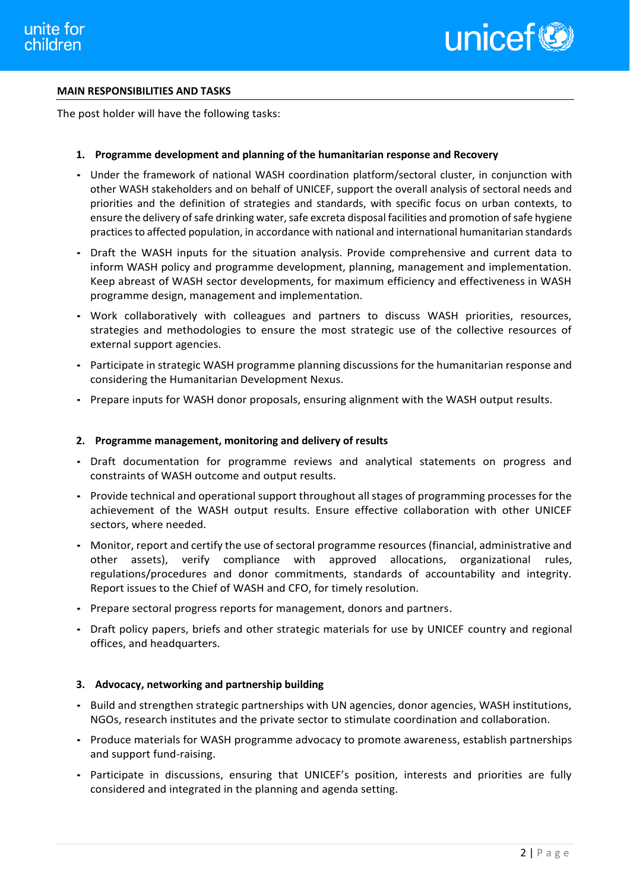**MAIN RESPONSIBILITIES AND TASKS**

The post holder will have the following tasks:

**1. Programme development and planning of the humanitarian response and Recovery**

- Under the framework of national WASH coordination platform/sectoral cluster, in conjunction with other WASH stakeholders and on behalf of UNICEF, support the overall analysis of sectoral needs and priorities and the definition of strategies and standards, with specific focus on urban contexts, to ensure the delivery of safe drinking water, safe excreta disposal facilities and promotion of safe hygiene practices to affected population, in accordance with national and international humanitarian standards
- Draft the WASH inputs for the situation analysis. Provide comprehensive and current data to inform WASH policy and programme development, planning, management and implementation. Keep abreast of WASH sector developments, for maximum efficiency and effectiveness in WASH programme design, management and implementation.
- Work collaboratively with colleagues and partners to discuss WASH priorities, resources, strategies and methodologies to ensure the most strategic use of the collective resources of external support agencies.
- Participate in strategic WASH programme planning discussions for the humanitarian response and considering the Humanitarian Development Nexus.
- Prepare inputs for WASH donor proposals, ensuring alignment with the WASH output results.

**2. Programme management, monitoring and delivery of results**

- Draft documentation for programme reviews and analytical statements on progress and constraints of WASH outcome and output results.
- Provide technical and operational support throughout all stages of programming processes for the achievement of the WASH output results. Ensure effective collaboration with other UNICEF sectors, where needed.
- Monitor, report and certify the use of sectoral programme resources (financial, administrative and other assets), verify compliance with approved allocations, organizational rules, regulations/procedures and donor commitments, standards of accountability and integrity. Report issues to the Chief of WASH and CFO, for timely resolution.
- Prepare sectoral progress reports for management, donors and partners.
- Draft policy papers, briefs and other strategic materials for use by UNICEF country and regional offices, and headquarters.

**3. Advocacy, networking and partnership building**

- Build and strengthen strategic partnerships with UN agencies, donor agencies, WASH institutions, NGOs, research institutes and the private sector to stimulate coordination and collaboration.
- Produce materials for WASH programme advocacy to promote awareness, establish partnerships and support fund-raising.
- Participate in discussions, ensuring that UNICEF's position, interests and priorities are fully considered and integrated in the planning and agenda setting.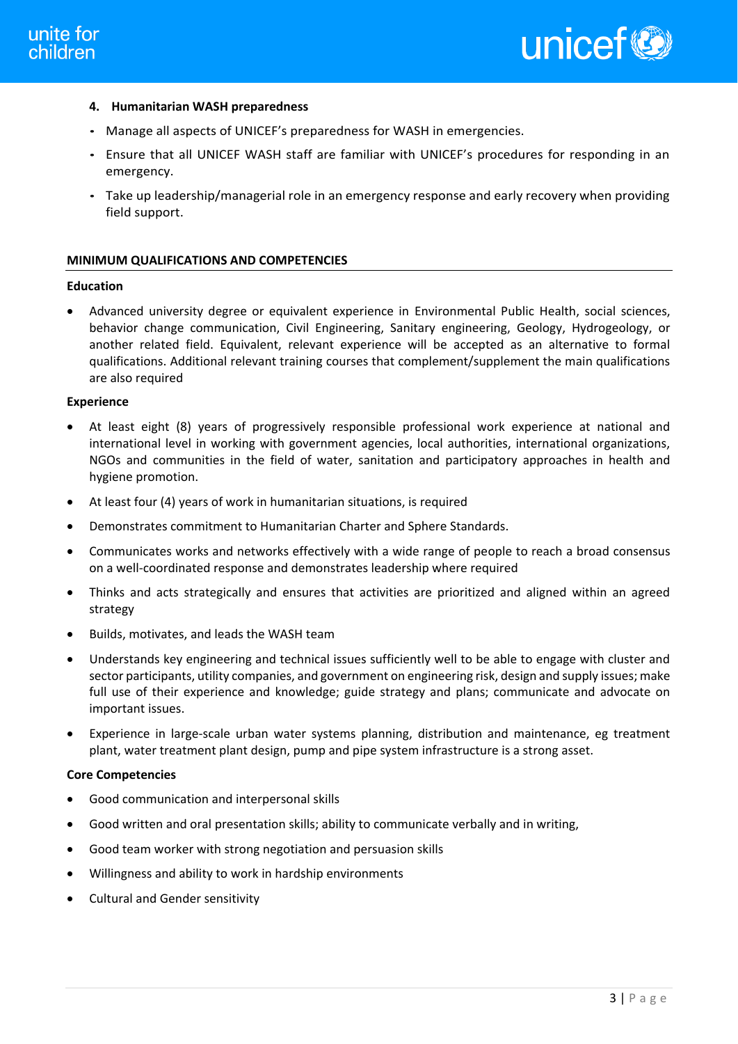4. **Humanitarian WASH preparedness**

- Manage all aspects of UNICEF's preparedness for WASH in emergencies.
- Ensure that all UNICEF WASH staff are familiar with UNICEF's procedures for responding in an emergency.
- Take up leadership/managerial role in an emergency response and early recovery when providing field support.

## MINIMUM QUALIFICATIONS AND COMPETENCIES

### Education

- Advanced university degree or equivalent experience in Environmental Public Health, social sciences, behavior change communication, Civil Engineering, Sanitary engineering, Geology, Hydrogeology, or another related field. Equivalent, relevant experience will be accepted as an alternative to formal qualifications. Additional relevant training courses that complement/supplement the main qualifications are also required

### Experience

- At least eight (8) years of progressively responsible professional work experience at national and international level in working with government agencies, local authorities, international organizations, NGOs and communities in the field of water, sanitation and participatory approaches in health and hygiene promotion.
- At least four (4) years of work in humanitarian situations, is required
- Demonstrates commitment to Humanitarian Charter and Sphere Standards.
- Communicates works and networks effectively with a wide range of people to reach a broad consensus on a well-coordinated response and demonstrates leadership where required
- Thinks and acts strategically and ensures that activities are prioritized and aligned within an agreed strategy
- Builds, motivates, and leads the WASH team
- Understands key engineering and technical issues sufficiently well to be able to engage with cluster and sector participants, utility companies, and government on engineering risk, design and supply issues; make full use of their experience and knowledge; guide strategy and plans; communicate and advocate on important issues.
- Experience in large-scale urban water systems planning, distribution and maintenance, eg treatment plant, water treatment plant design, pump and pipe system infrastructure is a strong asset.

### Core Competencies

- Good communication and interpersonal skills
- Good written and oral presentation skills; ability to communicate verbally and in writing,
- Good team worker with strong negotiation and persuasion skills
- Willingness and ability to work in hardship environments
- Cultural and Gender sensitivity